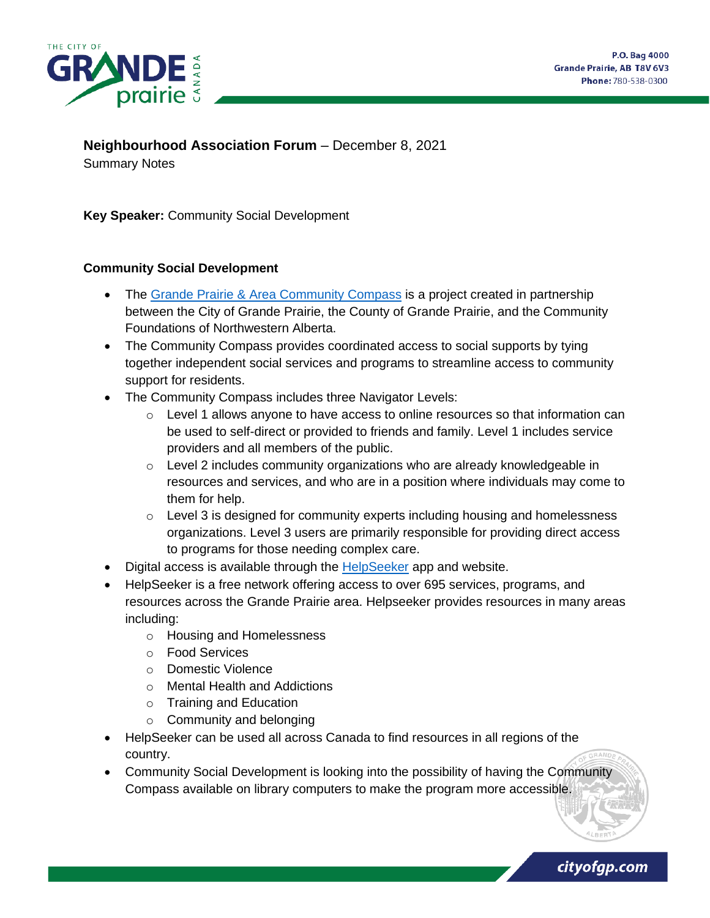**Neighbourhood Association Forum** – December 8, 2021

Summary Notes

**Key Speaker:** Community Social Development

**Community Social Development**

- The Grande Prairie & Area Community Compass is a project created in partnership between the City of Grande Prairie, the County of Grande Prairie, and the Community Foundations of Northwestern Alberta.
- The Community Compass provides coordinated access to social supports by tying together independent social services and programs to streamline access to community support for residents.
- The Community Compass includes three Navigator Levels:
  - Level 1 allows anyone to have access to online resources so that information can be used to self-direct or provided to friends and family. Level 1 includes service providers and all members of the public.
  - Level 2 includes community organizations who are already knowledgeable in resources and services, and who are in a position where individuals may come to them for help.
  - Level 3 is designed for community experts including housing and homelessness organizations. Level 3 users are primarily responsible for providing direct access to programs for those needing complex care.
- Digital access is available through the HelpSeeker app and website.
- HelpSeeker is a free network offering access to over 695 services, programs, and resources across the Grande Prairie area. Helpseeker provides resources in many areas including:
  - Housing and Homelessness
  - Food Services
  - Domestic Violence
  - Mental Health and Addictions
  - Training and Education
  - Community and belonging
- HelpSeeker can be used all across Canada to find resources in all regions of the country.
- Community Social Development is looking into the possibility of having the Community Compass available on library computers to make the program more accessible.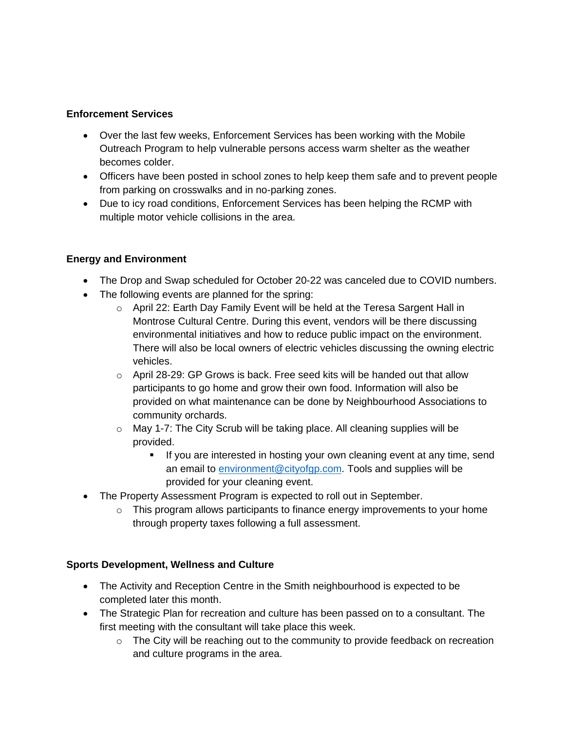**Enforcement Services**

- Over the last few weeks, Enforcement Services has been working with the Mobile Outreach Program to help vulnerable persons access warm shelter as the weather becomes colder.
- Officers have been posted in school zones to help keep them safe and to prevent people from parking on crosswalks and in no-parking zones.
- Due to icy road conditions, Enforcement Services has been helping the RCMP with multiple motor vehicle collisions in the area.

**Energy and Environment**

- The Drop and Swap scheduled for October 20-22 was canceled due to COVID numbers.
- The following events are planned for the spring:
    - April 22: Earth Day Family Event will be held at the Teresa Sargent Hall in Montrose Cultural Centre. During this event, vendors will be there discussing environmental initiatives and how to reduce public impact on the environment. There will also be local owners of electric vehicles discussing the owning electric vehicles.
    - April 28-29: GP Grows is back. Free seed kits will be handed out that allow participants to go home and grow their own food. Information will also be provided on what maintenance can be done by Neighbourhood Associations to community orchards.
    - May 1-7: The City Scrub will be taking place. All cleaning supplies will be provided.
        - If you are interested in hosting your own cleaning event at any time, send an email to [environment@cityofgp.com](mailto:environment@cityofgp.com). Tools and supplies will be provided for your cleaning event.
- The Property Assessment Program is expected to roll out in September.
    - This program allows participants to finance energy improvements to your home through property taxes following a full assessment.

**Sports Development, Wellness and Culture**

- The Activity and Reception Centre in the Smith neighbourhood is expected to be completed later this month.
- The Strategic Plan for recreation and culture has been passed on to a consultant. The first meeting with the consultant will take place this week.
    - The City will be reaching out to the community to provide feedback on recreation and culture programs in the area.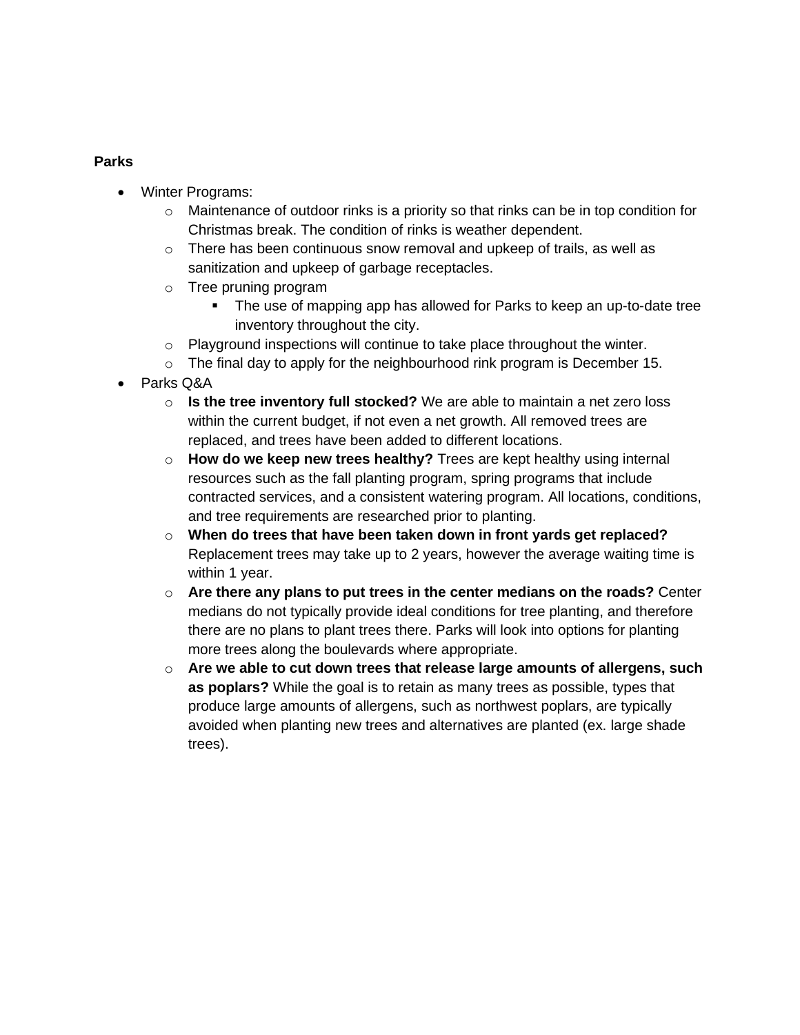**Parks**

- Winter Programs:
  - Maintenance of outdoor rinks is a priority so that rinks can be in top condition for Christmas break. The condition of rinks is weather dependent.
  - There has been continuous snow removal and upkeep of trails, as well as sanitization and upkeep of garbage receptacles.
  - Tree pruning program
    - The use of mapping app has allowed for Parks to keep an up-to-date tree inventory throughout the city.
  - Playground inspections will continue to take place throughout the winter.
  - The final day to apply for the neighbourhood rink program is December 15.
- Parks Q&A
  - **Is the tree inventory full stocked?** We are able to maintain a net zero loss within the current budget, if not even a net growth. All removed trees are replaced, and trees have been added to different locations.
  - **How do we keep new trees healthy?** Trees are kept healthy using internal resources such as the fall planting program, spring programs that include contracted services, and a consistent watering program. All locations, conditions, and tree requirements are researched prior to planting.
  - **When do trees that have been taken down in front yards get replaced?** Replacement trees may take up to 2 years, however the average waiting time is within 1 year.
  - **Are there any plans to put trees in the center medians on the roads?** Center medians do not typically provide ideal conditions for tree planting, and therefore there are no plans to plant trees there. Parks will look into options for planting more trees along the boulevards where appropriate.
  - **Are we able to cut down trees that release large amounts of allergens, such as poplars?** While the goal is to retain as many trees as possible, types that produce large amounts of allergens, such as northwest poplars, are typically avoided when planting new trees and alternatives are planted (ex. large shade trees).